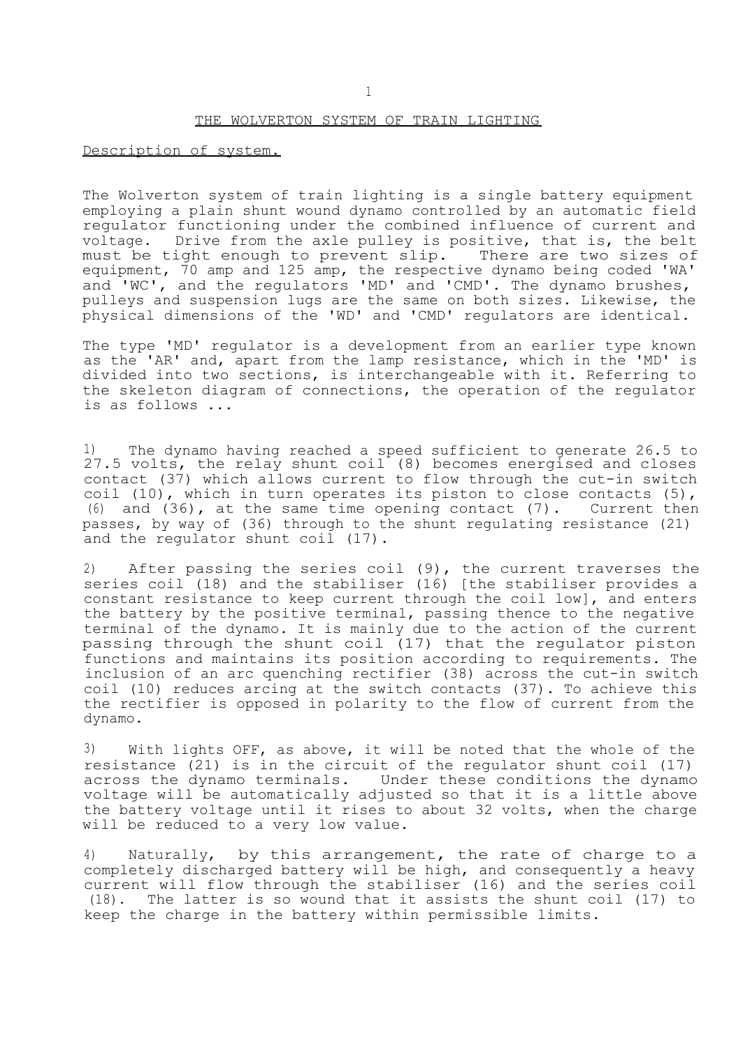# THE WOLVERTON SYSTEM OF TRAIN LIGHTING

## Description of system.

The Wolverton system of train lighting is a single battery equipment employing a plain shunt wound dynamo controlled by an automatic field regulator functioning under the combined influence of current and voltage. Drive from the axle pulley is positive, that is, the belt must be tight enough to prevent slip. There are two sizes of equipment, 70 amp and 125 amp, the respective dynamo being coded 'WA' and 'WC', and the regulators 'MD' and 'CMD'. The dynamo brushes, pulleys and suspension lugs are the same on both sizes. Likewise, the physical dimensions of the 'WD' and 'CMD' regulators are identical.

The type 'MD' regulator is a development from an earlier type known as the 'AR' and, apart from the lamp resistance, which in the 'MD' is divided into two sections, is interchangeable with it. Referring to the skeleton diagram of connections, the operation of the regulator is as follows ...

1) The dynamo having reached a speed sufficient to generate 26.5 to 27.5 volts, the relay shunt coil (8) becomes energised and closes contact (37) which allows current to flow through the cut-in switch coil (10), which in turn operates its piston to close contacts (5), (6) and (36), at the same time opening contact (7). Current then passes, by way of (36) through to the shunt regulating resistance (21) and the regulator shunt coil (17).

2) After passing the series coil (9), the current traverses the series coil (18) and the stabiliser (16) [the stabiliser provides a constant resistance to keep current through the coil low], and enters the battery by the positive terminal, passing thence to the negative terminal of the dynamo. It is mainly due to the action of the current passing through the shunt coil (17) that the regulator piston functions and maintains its position according to requirements. The inclusion of an arc quenching rectifier (38) across the cut-in switch coil (10) reduces arcing at the switch contacts (37). To achieve this the rectifier is opposed in polarity to the flow of current from the dynamo.

3) With lights OFF, as above, it will be noted that the whole of the resistance (21) is in the circuit of the regulator shunt coil (17) across the dynamo terminals. Under these conditions the dynamo voltage will be automatically adjusted so that it is a little above the battery voltage until it rises to about 32 volts, when the charge will be reduced to a very low value.

4) Naturally, by this arrangement, the rate of charge to a completely discharged battery will be high, and consequently a heavy current will flow through the stabiliser (16) and the series coil (18). The latter is so wound that it assists the shunt coil (17) to keep the charge in the battery within permissible limits.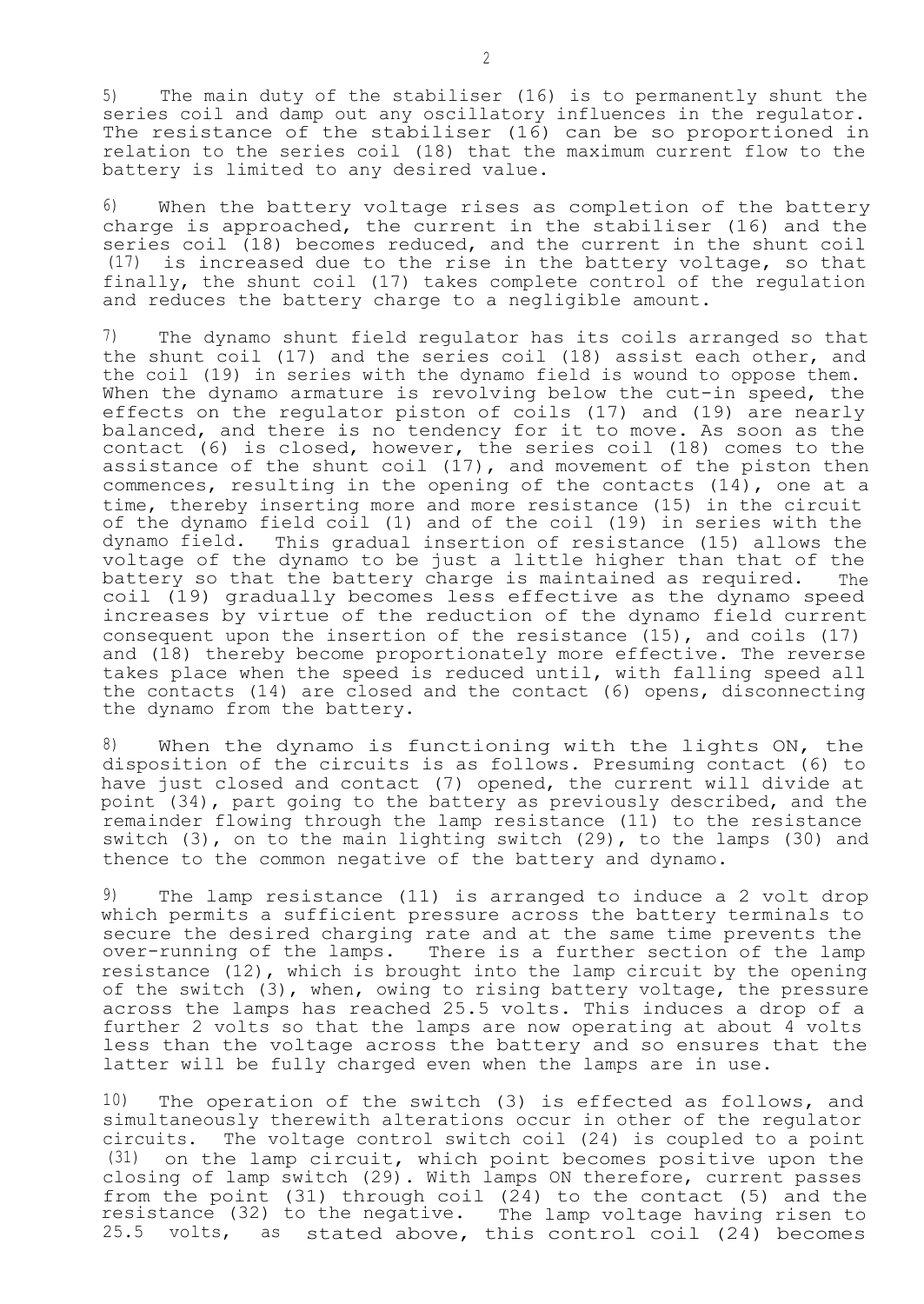5) The main duty of the stabiliser (16) is to permanently shunt the series coil and damp out any oscillatory influences in the regulator. The resistance of the stabiliser (16) can be so proportioned in relation to the series coil (18) that the maximum current flow to the battery is limited to any desired value.

6) When the battery voltage rises as completion of the battery charge is approached, the current in the stabiliser (16) and the series coil (18) becomes reduced, and the current in the shunt coil (17) is increased due to the rise in the battery voltage, so that finally, the shunt coil (17) takes complete control of the regulation and reduces the battery charge to a negligible amount.

7) The dynamo shunt field regulator has its coils arranged so that the shunt coil (17) and the series coil (18) assist each other, and the coil (19) in series with the dynamo field is wound to oppose them. When the dynamo armature is revolving below the cut-in speed, the effects on the regulator piston of coils (17) and (19) are nearly balanced, and there is no tendency for it to move. As soon as the contact (6) is closed, however, the series coil (18) comes to the assistance of the shunt coil (17), and movement of the piston then commences, resulting in the opening of the contacts (14), one at a time, thereby inserting more and more resistance (15) in the circuit of the dynamo field coil (1) and of the coil (19) in series with the dynamo field. This gradual insertion of resistance (15) allows the voltage of the dynamo to be just a little higher than that of the battery so that the battery charge is maintained as required. The coil (19) gradually becomes less effective as the dynamo speed increases by virtue of the reduction of the dynamo field current consequent upon the insertion of the resistance (15), and coils (17) and (18) thereby become proportionately more effective. The reverse takes place when the speed is reduced until, with falling speed all the contacts (14) are closed and the contact (6) opens, disconnecting the dynamo from the battery.

8) When the dynamo is functioning with the lights ON, the disposition of the circuits is as follows. Presuming contact (6) to have just closed and contact (7) opened, the current will divide at point (34), part going to the battery as previously described, and the remainder flowing through the lamp resistance (11) to the resistance switch (3), on to the main lighting switch (29), to the lamps (30) and thence to the common negative of the battery and dynamo.

9) The lamp resistance (11) is arranged to induce a 2 volt drop which permits a sufficient pressure across the battery terminals to secure the desired charging rate and at the same time prevents the over-running of the lamps. There is a further section of the lamp resistance (12), which is brought into the lamp circuit by the opening of the switch (3), when, owing to rising battery voltage, the pressure across the lamps has reached 25.5 volts. This induces a drop of a further 2 volts so that the lamps are now operating at about 4 volts less than the voltage across the battery and so ensures that the latter will be fully charged even when the lamps are in use.

10) The operation of the switch (3) is effected as follows, and simultaneously therewith alterations occur in other of the regulator circuits. The voltage control switch coil (24) is coupled to a point (31) on the lamp circuit, which point becomes positive upon the closing of lamp switch (29). With lamps ON therefore, current passes from the point (31) through coil (24) to the contact (5) and the resistance (32) to the negative. The lamp voltage having risen to 25.5 volts, as stated above, this control coil (24) becomes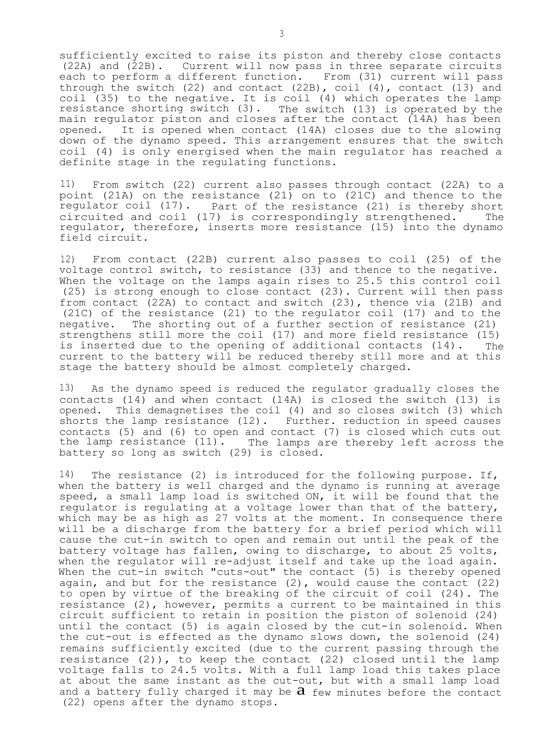sufficiently excited to raise its piston and thereby close contacts (22A) and (22B). Current will now pass in three separate circuits each to perform a different function. From (31) current will pass through the switch (22) and contact (22B), coil (4), contact (13) and coil (35) to the negative. It is coil (4) which operates the lamp resistance shorting switch (3). The switch (13) is operated by the main regulator piston and closes after the contact (14A) has been opened. It is opened when contact (14A) closes due to the slowing down of the dynamo speed. This arrangement ensures that the switch coil (4) is only energised when the main regulator has reached a definite stage in the regulating functions.

11) From switch (22) current also passes through contact (22A) to a point (21A) on the resistance (21) on to (21C) and thence to the regulator coil (17). Part of the resistance (21) is thereby short circuited and coil (17) is correspondingly strengthened. The regulator, therefore, inserts more resistance (15) into the dynamo field circuit.

12) From contact (22B) current also passes to coil (25) of the voltage control switch, to resistance (33) and thence to the negative. When the voltage on the lamps again rises to 25.5 this control coil (25) is strong enough to close contact (23). Current will then pass from contact (22A) to contact and switch (23), thence via (21B) and (21C) of the resistance (21) to the regulator coil (17) and to the negative. The shorting out of a further section of resistance (21) strengthens still more the coil (17) and more field resistance (15) is inserted due to the opening of additional contacts (14). The current to the battery will be reduced thereby still more and at this stage the battery should be almost completely charged.

13) As the dynamo speed is reduced the regulator gradually closes the contacts (14) and when contact (14A) is closed the switch (13) is opened. This demagnetises the coil (4) and so closes switch (3) which shorts the lamp resistance (12). Further. reduction in speed causes contacts (5) and (6) to open and contact (7) is closed which cuts out the lamp resistance (11). The lamps are thereby left across the battery so long as switch (29) is closed.

14) The resistance (2) is introduced for the following purpose. If, when the battery is well charged and the dynamo is running at average speed, a small lamp load is switched ON, it will be found that the regulator is regulating at a voltage lower than that of the battery, which may be as high as 27 volts at the moment. In consequence there will be a discharge from the battery for a brief period which will cause the cut-in switch to open and remain out until the peak of the battery voltage has fallen, owing to discharge, to about 25 volts, when the regulator will re-adjust itself and take up the load again. When the cut-in switch "cuts-out" the contact (5) is thereby opened again, and but for the resistance (2), would cause the contact (22) to open by virtue of the breaking of the circuit of coil (24). The resistance (2), however, permits a current to be maintained in this circuit sufficient to retain in position the piston of solenoid (24) until the contact (5) is again closed by the cut-in solenoid. When the cut-out is effected as the dynamo slows down, the solenoid (24) remains sufficiently excited (due to the current passing through the resistance (2)), to keep the contact (22) closed until the lamp voltage falls to 24.5 volts. With a full lamp load this takes place at about the same instant as the cut-out, but with a small lamp load and a battery fully charged it may be a few minutes before the contact (22) opens after the dynamo stops.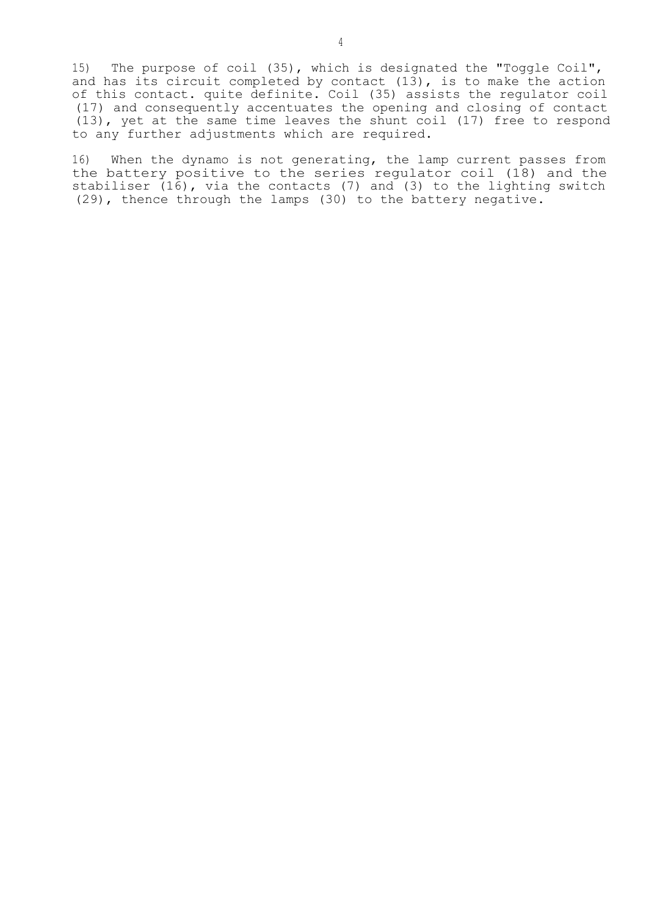15) The purpose of coil (35), which is designated the "Toggle Coil", and has its circuit completed by contact (13), is to make the action of this contact. quite definite. Coil (35) assists the regulator coil (17) and consequently accentuates the opening and closing of contact (13), yet at the same time leaves the shunt coil (17) free to respond to any further adjustments which are required.

16) When the dynamo is not generating, the lamp current passes from the battery positive to the series regulator coil (18) and the stabiliser (16), via the contacts (7) and (3) to the lighting switch (29), thence through the lamps (30) to the battery negative.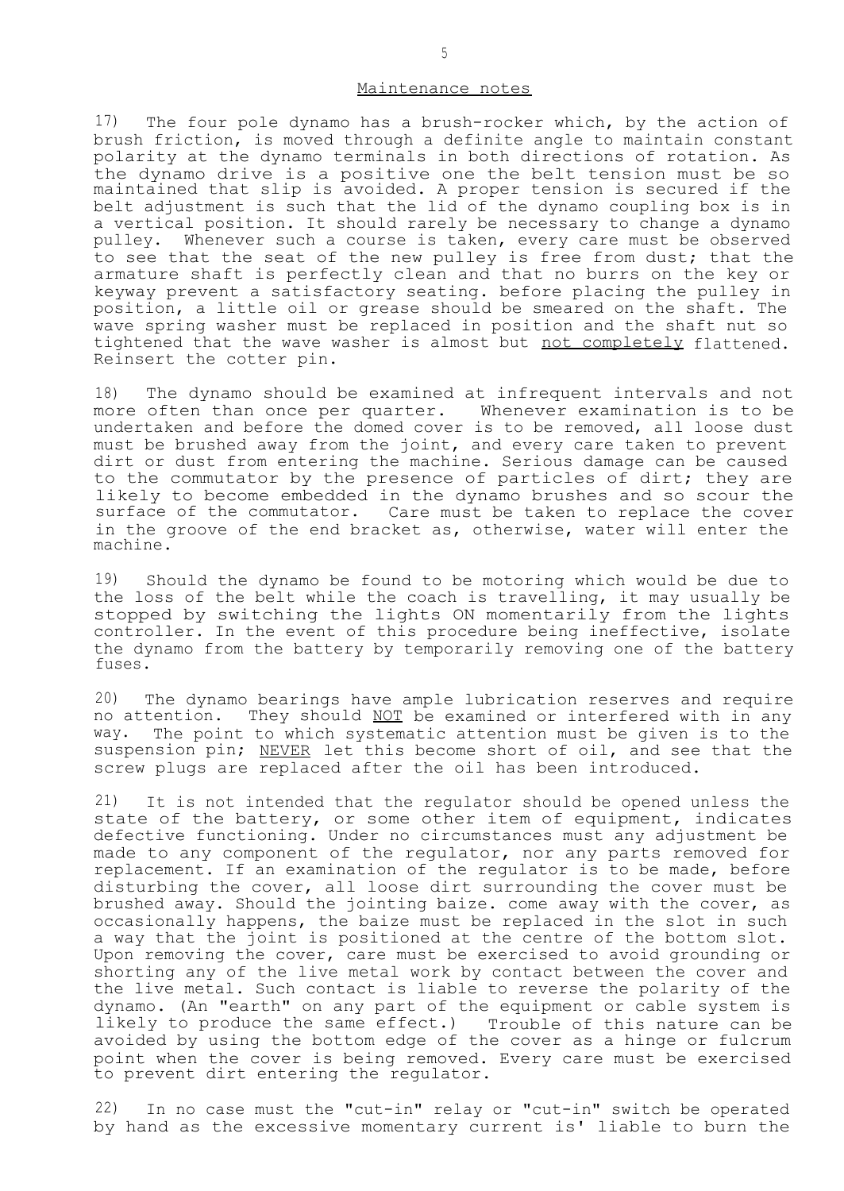## Maintenance notes

17) The four pole dynamo has a brush-rocker which, by the action of brush friction, is moved through a definite angle to maintain constant polarity at the dynamo terminals in both directions of rotation. As the dynamo drive is a positive one the belt tension must be so maintained that slip is avoided. A proper tension is secured if the belt adjustment is such that the lid of the dynamo coupling box is in a vertical position. It should rarely be necessary to change a dynamo pulley. Whenever such a course is taken, every care must be observed to see that the seat of the new pulley is free from dust; that the armature shaft is perfectly clean and that no burrs on the key or keyway prevent a satisfactory seating. before placing the pulley in position, a little oil or grease should be smeared on the shaft. The wave spring washer must be replaced in position and the shaft nut so tightened that the wave washer is almost but <u>not completely</u> flattened. Reinsert the cotter pin.

18) The dynamo should be examined at infrequent intervals and not more often than once per quarter. Whenever examination is to be undertaken and before the domed cover is to be removed, all loose dust must be brushed away from the joint, and every care taken to prevent dirt or dust from entering the machine. Serious damage can be caused to the commutator by the presence of particles of dirt; they are likely to become embedded in the dynamo brushes and so scour the surface of the commutator. Care must be taken to replace the cover in the groove of the end bracket as, otherwise, water will enter the machine.

19) Should the dynamo be found to be motoring which would be due to the loss of the belt while the coach is travelling, it may usually be stopped by switching the lights ON momentarily from the lights controller. In the event of this procedure being ineffective, isolate the dynamo from the battery by temporarily removing one of the battery fuses.

20) The dynamo bearings have ample lubrication reserves and require no attention. They should <u>NOT</u> be examined or interfered with in any way. The point to which systematic attention must be given is to the suspension pin; <u>NEVER</u> let this become short of oil, and see that the screw plugs are replaced after the oil has been introduced.

21) It is not intended that the regulator should be opened unless the state of the battery, or some other item of equipment, indicates defective functioning. Under no circumstances must any adjustment be made to any component of the regulator, nor any parts removed for replacement. If an examination of the regulator is to be made, before disturbing the cover, all loose dirt surrounding the cover must be brushed away. Should the jointing baize. come away with the cover, as occasionally happens, the baize must be replaced in the slot in such a way that the joint is positioned at the centre of the bottom slot. Upon removing the cover, care must be exercised to avoid grounding or shorting any of the live metal work by contact between the cover and the live metal. Such contact is liable to reverse the polarity of the dynamo. (An "earth" on any part of the equipment or cable system is likely to produce the same effect.) Trouble of this nature can be avoided by using the bottom edge of the cover as a hinge or fulcrum point when the cover is being removed. Every care must be exercised to prevent dirt entering the regulator.

22) In no case must the "cut-in" relay or "cut-in" switch be operated by hand as the excessive momentary current is' liable to burn the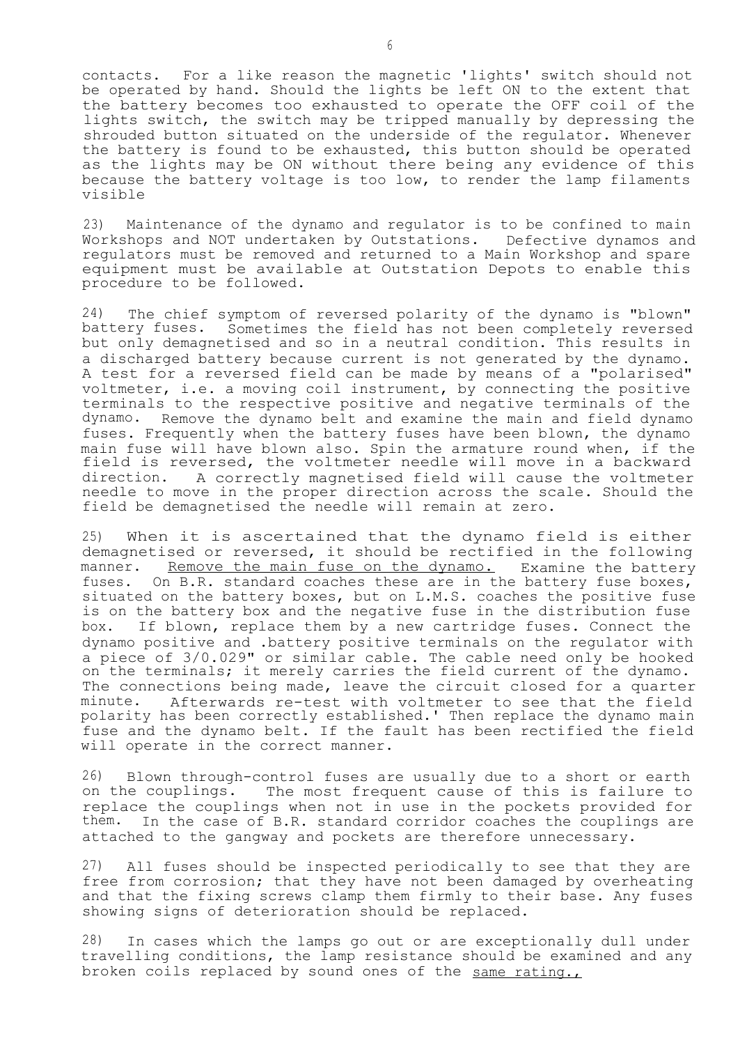contacts. For a like reason the magnetic 'lights' switch should not be operated by hand. Should the lights be left ON to the extent that the battery becomes too exhausted to operate the OFF coil of the lights switch, the switch may be tripped manually by depressing the shrouded button situated on the underside of the regulator. Whenever the battery is found to be exhausted, this button should be operated as the lights may be ON without there being any evidence of this because the battery voltage is too low, to render the lamp filaments visible

23) Maintenance of the dynamo and regulator is to be confined to main Workshops and NOT undertaken by Outstations. Defective dynamos and regulators must be removed and returned to a Main Workshop and spare equipment must be available at Outstation Depots to enable this procedure to be followed.

24) The chief symptom of reversed polarity of the dynamo is "blown" battery fuses. Sometimes the field has not been completely reversed but only demagnetised and so in a neutral condition. This results in a discharged battery because current is not generated by the dynamo. A test for a reversed field can be made by means of a "polarised" voltmeter, i.e. a moving coil instrument, by connecting the positive terminals to the respective positive and negative terminals of the dynamo. Remove the dynamo belt and examine the main and field dynamo fuses. Frequently when the battery fuses have been blown, the dynamo main fuse will have blown also. Spin the armature round when, if the field is reversed, the voltmeter needle will move in a backward direction. A correctly magnetised field will cause the voltmeter needle to move in the proper direction across the scale. Should the field be demagnetised the needle will remain at zero.

25) When it is ascertained that the dynamo field is either demagnetised or reversed, it should be rectified in the following manner. <u>Remove the main fuse on the dynamo.</u> Examine the battery fuses. On B.R. standard coaches these are in the battery fuse boxes, situated on the battery boxes, but on L.M.S. coaches the positive fuse is on the battery box and the negative fuse in the distribution fuse box. If blown, replace them by a new cartridge fuses. Connect the dynamo positive and .battery positive terminals on the regulator with a piece of 3/0.029" or similar cable. The cable need only be hooked on the terminals; it merely carries the field current of the dynamo. The connections being made, leave the circuit closed for a quarter minute. Afterwards re-test with voltmeter to see that the field polarity has been correctly established.' Then replace the dynamo main fuse and the dynamo belt. If the fault has been rectified the field will operate in the correct manner.

26) Blown through-control fuses are usually due to a short or earth on the couplings. The most frequent cause of this is failure to replace the couplings when not in use in the pockets provided for them. In the case of B.R. standard corridor coaches the couplings are attached to the gangway and pockets are therefore unnecessary.

27) All fuses should be inspected periodically to see that they are free from corrosion; that they have not been damaged by overheating and that the fixing screws clamp them firmly to their base. Any fuses showing signs of deterioration should be replaced.

28) In cases which the lamps go out or are exceptionally dull under travelling conditions, the lamp resistance should be examined and any broken coils replaced by sound ones of the <u>same rating.,</u>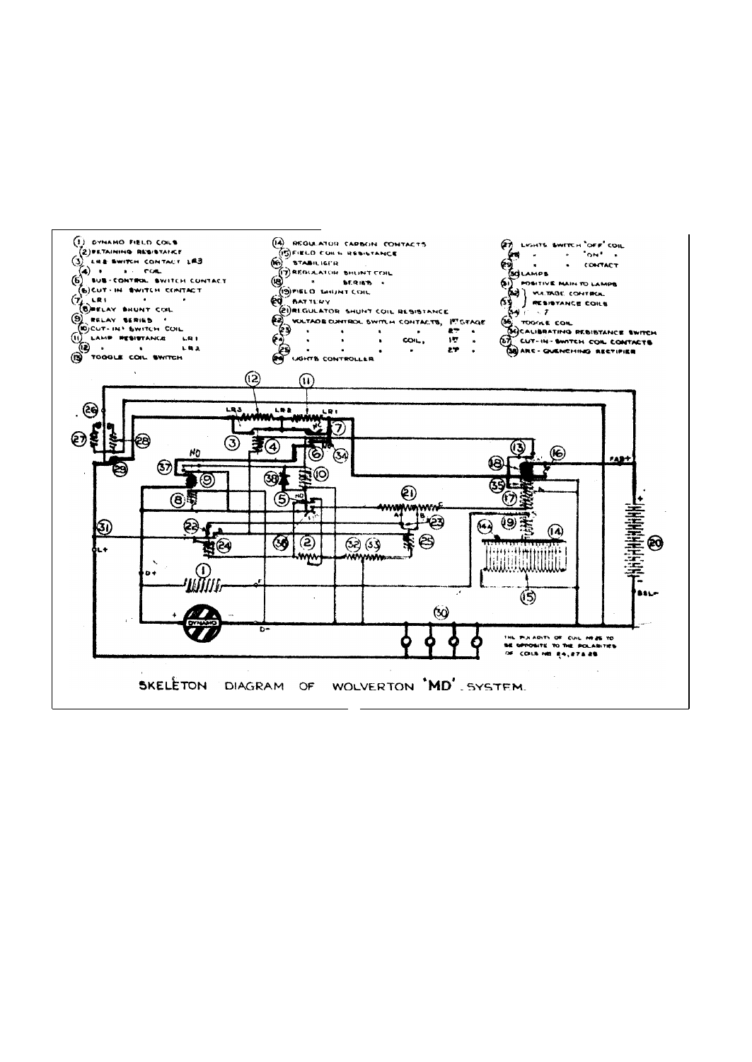(1) DYNAMO FIELD COILS
(2) RETAINING RESISTANCE
(3) LR3 SWITCH CONTACT LR3
(4) " " COIL
(5) SUB-CONTROL SWITCH CONTACT
(6) CUT-IN SWITCH CONTACT
(7) LR1 " "
(8) RELAY SHUNT COIL
(9) RELAY SERIES "
(10) CUT-IN SWITCH COIL
(11) LAMP RESISTANCE LR1
(12) " " LR2
(13) TOGGLE COIL SWITCH

(14) REGULATOR CARBON CONTACTS
(15) FIELD COIL RESISTANCE
(16) STABILISER
(17) REGULATOR SHUNT COIL
(18) " SERIES "
(19) FIELD SHUNT COIL
(20) BATTERY
(21) REGULATOR SHUNT COIL RESISTANCE
(22) VOLTAGE CONTROL SWITCH CONTACTS, 1ST STAGE
(23) " " " " 2ND "
(24) " " " COIL, 1ST "
(25) " " " " 2ND "
(26) LIGHTS CONTROLLER

(27) LIGHTS SWITCH 'OFF' COIL
(28) " " 'ON' "
(29) " " CONTACT
(30) LAMPS
(31) POSITIVE MAIN TO LAMPS
(32) } VOLTAGE CONTROL
(33) } RESISTANCE COILS
(34) " " 7
(36) TOGGLE COIL
(36) CALIBRATING RESISTANCE SWITCH
(37) CUT-IN-SWITCH COIL CONTACTS
(38) ARC-QUENCHING RECTIFIER

THE POLARITY OF COIL No 25 TO BE OPPOSITE TO THE POLARITIES OF COILS No. 24, 27 & 28

SKELETON DIAGRAM OF WOLVERTON 'MD' SYSTEM.